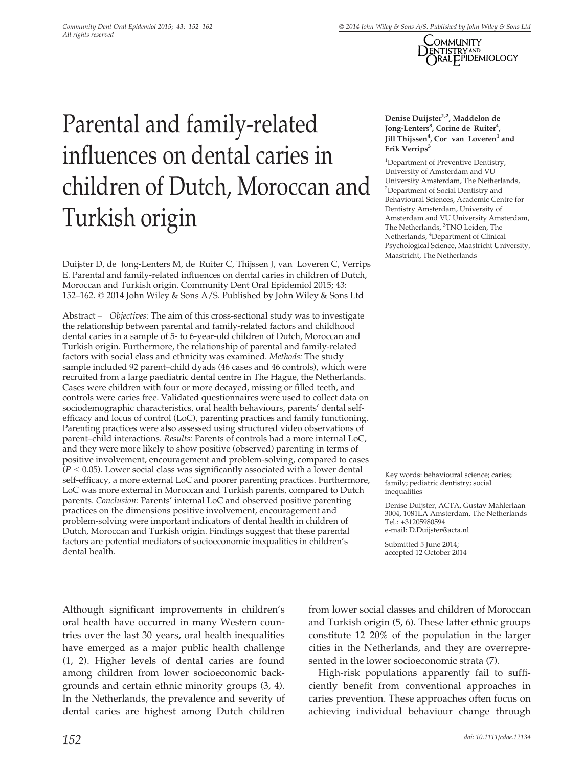# Parental and family-related influences on dental caries in children of Dutch, Moroccan and Turkish origin

**Denise Duijster[1,2], Maddelon de Jong-Lenters[3], Corine de Ruiter[4], Jill Thijssen[4], Cor van Loveren[1] and Erik Verrips[3]**

[1]Department of Preventive Dentistry, University of Amsterdam and VU University Amsterdam, The Netherlands, [2]Department of Social Dentistry and Behavioural Sciences, Academic Centre for Dentistry Amsterdam, University of Amsterdam and VU University Amsterdam, The Netherlands, [3]TNO Leiden, The Netherlands, [4]Department of Clinical Psychological Science, Maastricht University, Maastricht, The Netherlands

Duijster D, de Jong-Lenters M, de Ruiter C, Thijssen J, van Loveren C, Verrips E. Parental and family-related influences on dental caries in children of Dutch, Moroccan and Turkish origin. Community Dent Oral Epidemiol 2015; 43: 152–162. © 2014 John Wiley & Sons A/S. Published by John Wiley & Sons Ltd

Abstract – *Objectives:* The aim of this cross-sectional study was to investigate the relationship between parental and family-related factors and childhood dental caries in a sample of 5- to 6-year-old children of Dutch, Moroccan and Turkish origin. Furthermore, the relationship of parental and family-related factors with social class and ethnicity was examined. *Methods:* The study sample included 92 parent–child dyads (46 cases and 46 controls), which were recruited from a large paediatric dental centre in The Hague, the Netherlands. Cases were children with four or more decayed, missing or filled teeth, and controls were caries free. Validated questionnaires were used to collect data on sociodemographic characteristics, oral health behaviours, parents' dental self-efficacy and locus of control (LoC), parenting practices and family functioning. Parenting practices were also assessed using structured video observations of parent–child interactions. *Results:* Parents of controls had a more internal LoC, and they were more likely to show positive (observed) parenting in terms of positive involvement, encouragement and problem-solving, compared to cases ($P < 0.05$). Lower social class was significantly associated with a lower dental self-efficacy, a more external LoC and poorer parenting practices. Furthermore, LoC was more external in Moroccan and Turkish parents, compared to Dutch parents. *Conclusion:* Parents' internal LoC and observed positive parenting practices on the dimensions positive involvement, encouragement and problem-solving were important indicators of dental health in children of Dutch, Moroccan and Turkish origin. Findings suggest that these parental factors are potential mediators of socioeconomic inequalities in children's dental health.

Key words: behavioural science; caries; family; pediatric dentistry; social inequalities

Denise Duijster, ACTA, Gustav Mahlerlaan 3004, 1081LA Amsterdam, The Netherlands
Tel.: +31205980594
e-mail: D.Duijster@acta.nl

Submitted 5 June 2014; accepted 12 October 2014

Although significant improvements in children's oral health have occurred in many Western countries over the last 30 years, oral health inequalities have emerged as a major public health challenge (1, 2). Higher levels of dental caries are found among children from lower socioeconomic backgrounds and certain ethnic minority groups (3, 4). In the Netherlands, the prevalence and severity of dental caries are highest among Dutch children from lower social classes and children of Moroccan and Turkish origin (5, 6). These latter ethnic groups constitute 12–20% of the population in the larger cities in the Netherlands, and they are overrepresented in the lower socioeconomic strata (7).

High-risk populations apparently fail to sufficiently benefit from conventional approaches in caries prevention. These approaches often focus on achieving individual behaviour change through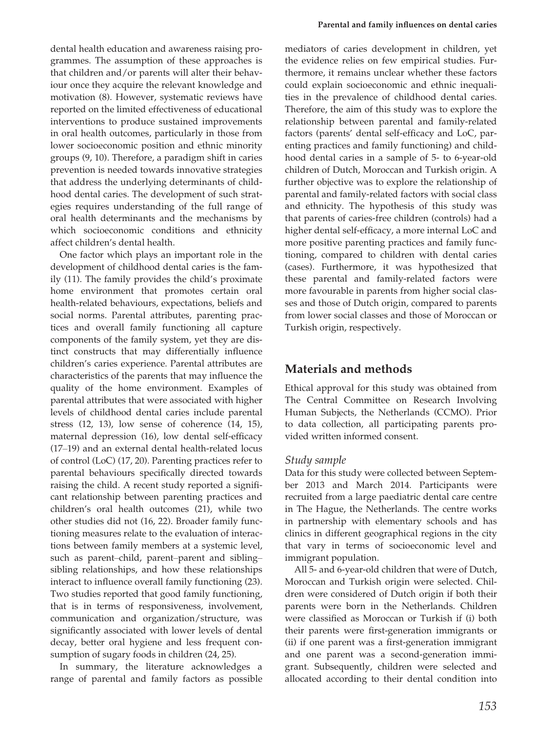dental health education and awareness raising programmes. The assumption of these approaches is that children and/or parents will alter their behaviour once they acquire the relevant knowledge and motivation (8). However, systematic reviews have reported on the limited effectiveness of educational interventions to produce sustained improvements in oral health outcomes, particularly in those from lower socioeconomic position and ethnic minority groups (9, 10). Therefore, a paradigm shift in caries prevention is needed towards innovative strategies that address the underlying determinants of childhood dental caries. The development of such strategies requires understanding of the full range of oral health determinants and the mechanisms by which socioeconomic conditions and ethnicity affect children's dental health.

One factor which plays an important role in the development of childhood dental caries is the family (11). The family provides the child's proximate home environment that promotes certain oral health-related behaviours, expectations, beliefs and social norms. Parental attributes, parenting practices and overall family functioning all capture components of the family system, yet they are distinct constructs that may differentially influence children's caries experience. Parental attributes are characteristics of the parents that may influence the quality of the home environment. Examples of parental attributes that were associated with higher levels of childhood dental caries include parental stress (12, 13), low sense of coherence (14, 15), maternal depression (16), low dental self-efficacy (17–19) and an external dental health-related locus of control (LoC) (17, 20). Parenting practices refer to parental behaviours specifically directed towards raising the child. A recent study reported a significant relationship between parenting practices and children's oral health outcomes (21), while two other studies did not (16, 22). Broader family functioning measures relate to the evaluation of interactions between family members at a systemic level, such as parent–child, parent–parent and sibling–sibling relationships, and how these relationships interact to influence overall family functioning (23). Two studies reported that good family functioning, that is in terms of responsiveness, involvement, communication and organization/structure, was significantly associated with lower levels of dental decay, better oral hygiene and less frequent consumption of sugary foods in children (24, 25).

In summary, the literature acknowledges a range of parental and family factors as possible mediators of caries development in children, yet the evidence relies on few empirical studies. Furthermore, it remains unclear whether these factors could explain socioeconomic and ethnic inequalities in the prevalence of childhood dental caries. Therefore, the aim of this study was to explore the relationship between parental and family-related factors (parents' dental self-efficacy and LoC, parenting practices and family functioning) and childhood dental caries in a sample of 5- to 6-year-old children of Dutch, Moroccan and Turkish origin. A further objective was to explore the relationship of parental and family-related factors with social class and ethnicity. The hypothesis of this study was that parents of caries-free children (controls) had a higher dental self-efficacy, a more internal LoC and more positive parenting practices and family functioning, compared to children with dental caries (cases). Furthermore, it was hypothesized that these parental and family-related factors were more favourable in parents from higher social classes and those of Dutch origin, compared to parents from lower social classes and those of Moroccan or Turkish origin, respectively.

## Materials and methods

Ethical approval for this study was obtained from The Central Committee on Research Involving Human Subjects, the Netherlands (CCMO). Prior to data collection, all participating parents provided written informed consent.

### *Study sample*

Data for this study were collected between September 2013 and March 2014. Participants were recruited from a large paediatric dental care centre in The Hague, the Netherlands. The centre works in partnership with elementary schools and has clinics in different geographical regions in the city that vary in terms of socioeconomic level and immigrant population.

All 5- and 6-year-old children that were of Dutch, Moroccan and Turkish origin were selected. Children were considered of Dutch origin if both their parents were born in the Netherlands. Children were classified as Moroccan or Turkish if (i) both their parents were first-generation immigrants or (ii) if one parent was a first-generation immigrant and one parent was a second-generation immigrant. Subsequently, children were selected and allocated according to their dental condition into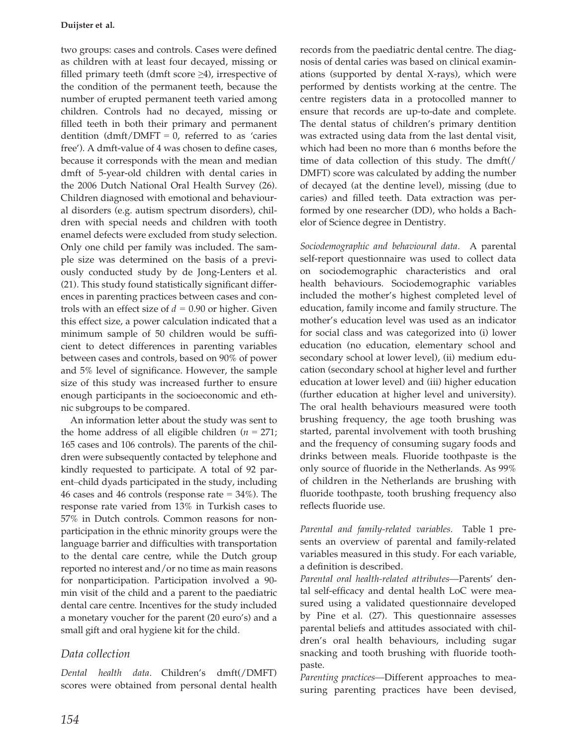two groups: cases and controls. Cases were defined as children with at least four decayed, missing or filled primary teeth (dmft score ≥4), irrespective of the condition of the permanent teeth, because the number of erupted permanent teeth varied among children. Controls had no decayed, missing or filled teeth in both their primary and permanent dentition (dmft/DMFT = 0, referred to as 'caries free'). A dmft-value of 4 was chosen to define cases, because it corresponds with the mean and median dmft of 5-year-old children with dental caries in the 2006 Dutch National Oral Health Survey (26). Children diagnosed with emotional and behavioural disorders (e.g. autism spectrum disorders), children with special needs and children with tooth enamel defects were excluded from study selection. Only one child per family was included. The sample size was determined on the basis of a previously conducted study by de Jong-Lenters et al. (21). This study found statistically significant differences in parenting practices between cases and controls with an effect size of $d = 0.90$ or higher. Given this effect size, a power calculation indicated that a minimum sample of 50 children would be sufficient to detect differences in parenting variables between cases and controls, based on 90% of power and 5% level of significance. However, the sample size of this study was increased further to ensure enough participants in the socioeconomic and ethnic subgroups to be compared.

An information letter about the study was sent to the home address of all eligible children ($n = 271$; 165 cases and 106 controls). The parents of the children were subsequently contacted by telephone and kindly requested to participate. A total of 92 parent–child dyads participated in the study, including 46 cases and 46 controls (response rate = 34%). The response rate varied from 13% in Turkish cases to 57% in Dutch controls. Common reasons for nonparticipation in the ethnic minority groups were the language barrier and difficulties with transportation to the dental care centre, while the Dutch group reported no interest and/or no time as main reasons for nonparticipation. Participation involved a 90-min visit of the child and a parent to the paediatric dental care centre. Incentives for the study included a monetary voucher for the parent (20 euro's) and a small gift and oral hygiene kit for the child.

## Data collection

*Dental health data.* Children's dmft(/DMFT) scores were obtained from personal dental health records from the paediatric dental centre. The diagnosis of dental caries was based on clinical examinations (supported by dental X-rays), which were performed by dentists working at the centre. The centre registers data in a protocolled manner to ensure that records are up-to-date and complete. The dental status of children's primary dentition was extracted using data from the last dental visit, which had been no more than 6 months before the time of data collection of this study. The dmft(/DMFT) score was calculated by adding the number of decayed (at the dentine level), missing (due to caries) and filled teeth. Data extraction was performed by one researcher (DD), who holds a Bachelor of Science degree in Dentistry.

*Sociodemographic and behavioural data.* A parental self-report questionnaire was used to collect data on sociodemographic characteristics and oral health behaviours. Sociodemographic variables included the mother's highest completed level of education, family income and family structure. The mother's education level was used as an indicator for social class and was categorized into (i) lower education (no education, elementary school and secondary school at lower level), (ii) medium education (secondary school at higher level and further education at lower level) and (iii) higher education (further education at higher level and university). The oral health behaviours measured were tooth brushing frequency, the age tooth brushing was started, parental involvement with tooth brushing and the frequency of consuming sugary foods and drinks between meals. Fluoride toothpaste is the only source of fluoride in the Netherlands. As 99% of children in the Netherlands are brushing with fluoride toothpaste, tooth brushing frequency also reflects fluoride use.

*Parental and family-related variables.* Table 1 presents an overview of parental and family-related variables measured in this study. For each variable, a definition is described.

*Parental oral health-related attributes*—Parents' dental self-efficacy and dental health LoC were measured using a validated questionnaire developed by Pine et al. (27). This questionnaire assesses parental beliefs and attitudes associated with children's oral health behaviours, including sugar snacking and tooth brushing with fluoride toothpaste.

*Parenting practices*—Different approaches to measuring parenting practices have been devised,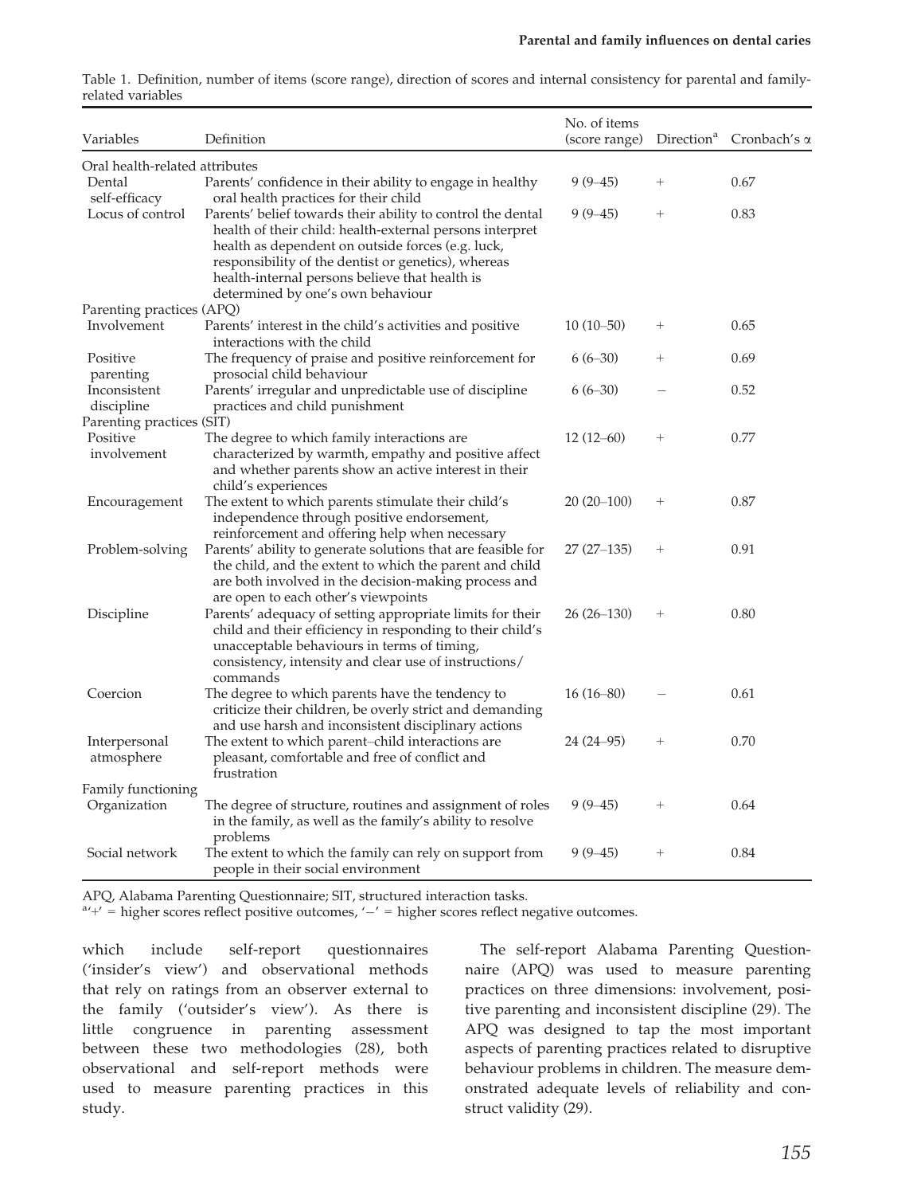Table 1. Definition, number of items (score range), direction of scores and internal consistency for parental and family-related variables

| Variables | Definition | No. of items (score range) | Direction[a] | Cronbach's α |
|---|---|---|---|---|
| Oral health-related attributes | | | | |
| Dental self-efficacy | Parents' confidence in their ability to engage in healthy oral health practices for their child | 9 (9–45) | + | 0.67 |
| Locus of control | Parents' belief towards their ability to control the dental health of their child: health-external persons interpret health as dependent on outside forces (e.g. luck, responsibility of the dentist or genetics), whereas health-internal persons believe that health is determined by one's own behaviour | 9 (9–45) | + | 0.83 |
| Parenting practices (APQ) | | | | |
| Involvement | Parents' interest in the child's activities and positive interactions with the child | 10 (10–50) | + | 0.65 |
| Positive parenting | The frequency of praise and positive reinforcement for prosocial child behaviour | 6 (6–30) | + | 0.69 |
| Inconsistent discipline | Parents' irregular and unpredictable use of discipline practices and child punishment | 6 (6–30) | − | 0.52 |
| Parenting practices (SIT) | | | | |
| Positive involvement | The degree to which family interactions are characterized by warmth, empathy and positive affect and whether parents show an active interest in their child's experiences | 12 (12–60) | + | 0.77 |
| Encouragement | The extent to which parents stimulate their child's independence through positive endorsement, reinforcement and offering help when necessary | 20 (20–100) | + | 0.87 |
| Problem-solving | Parents' ability to generate solutions that are feasible for the child, and the extent to which the parent and child are both involved in the decision-making process and are open to each other's viewpoints | 27 (27–135) | + | 0.91 |
| Discipline | Parents' adequacy of setting appropriate limits for their child and their efficiency in responding to their child's unacceptable behaviours in terms of timing, consistency, intensity and clear use of instructions/ commands | 26 (26–130) | + | 0.80 |
| Coercion | The degree to which parents have the tendency to criticize their children, be overly strict and demanding and use harsh and inconsistent disciplinary actions | 16 (16–80) | − | 0.61 |
| Interpersonal atmosphere | The extent to which parent–child interactions are pleasant, comfortable and free of conflict and frustration | 24 (24–95) | + | 0.70 |
| Family functioning | | | | |
| Organization | The degree of structure, routines and assignment of roles in the family, as well as the family's ability to resolve problems | 9 (9–45) | + | 0.64 |
| Social network | The extent to which the family can rely on support from people in their social environment | 9 (9–45) | + | 0.84 |

APQ, Alabama Parenting Questionnaire; SIT, structured interaction tasks.
[a] '+' = higher scores reflect positive outcomes, '−' = higher scores reflect negative outcomes.

which include self-report questionnaires ('insider's view') and observational methods that rely on ratings from an observer external to the family ('outsider's view'). As there is little congruence in parenting assessment between these two methodologies (28), both observational and self-report methods were used to measure parenting practices in this study.

The self-report Alabama Parenting Questionnaire (APQ) was used to measure parenting practices on three dimensions: involvement, positive parenting and inconsistent discipline (29). The APQ was designed to tap the most important aspects of parenting practices related to disruptive behaviour problems in children. The measure demonstrated adequate levels of reliability and construct validity (29).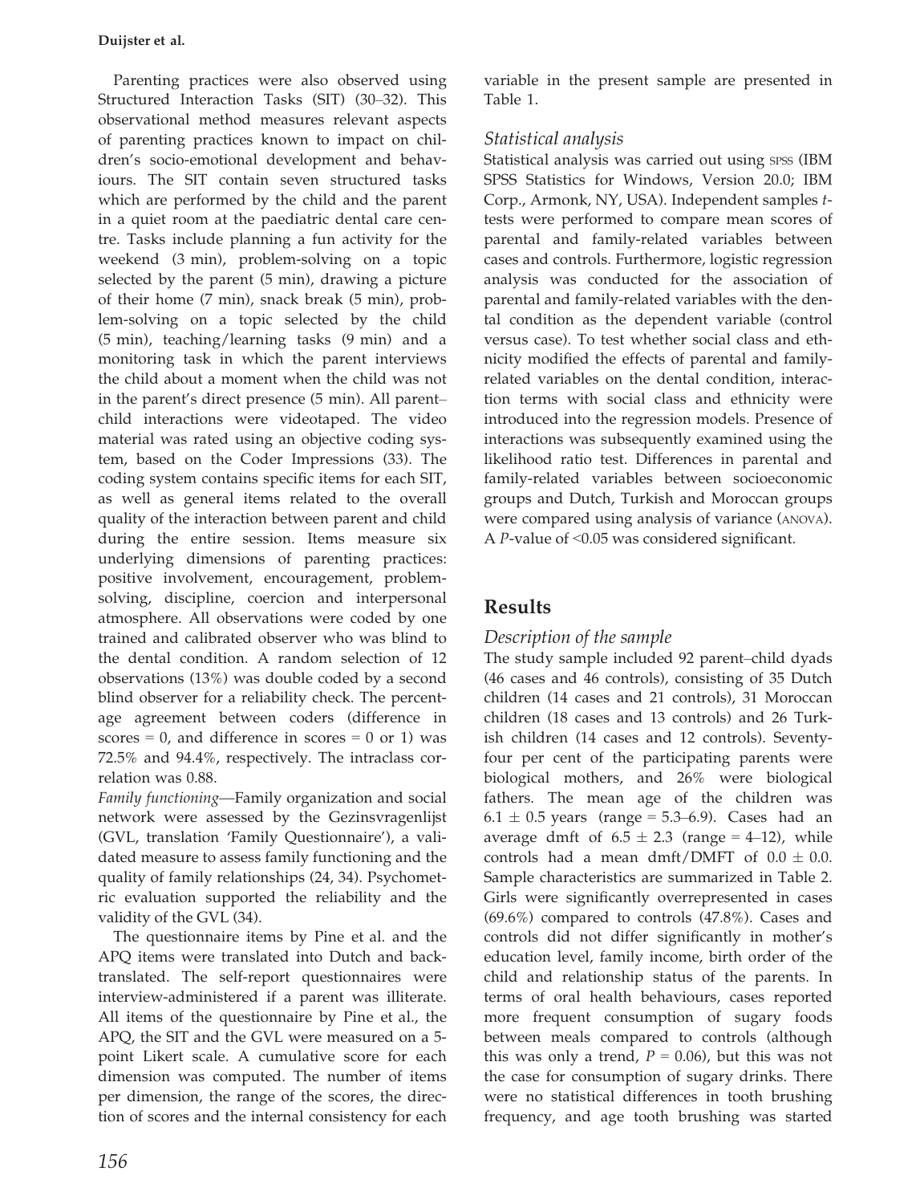Parenting practices were also observed using Structured Interaction Tasks (SIT) (30–32). This observational method measures relevant aspects of parenting practices known to impact on children's socio-emotional development and behaviours. The SIT contain seven structured tasks which are performed by the child and the parent in a quiet room at the paediatric dental care centre. Tasks include planning a fun activity for the weekend (3 min), problem-solving on a topic selected by the parent (5 min), drawing a picture of their home (7 min), snack break (5 min), problem-solving on a topic selected by the child (5 min), teaching/learning tasks (9 min) and a monitoring task in which the parent interviews the child about a moment when the child was not in the parent's direct presence (5 min). All parent–child interactions were videotaped. The video material was rated using an objective coding system, based on the Coder Impressions (33). The coding system contains specific items for each SIT, as well as general items related to the overall quality of the interaction between parent and child during the entire session. Items measure six underlying dimensions of parenting practices: positive involvement, encouragement, problem-solving, discipline, coercion and interpersonal atmosphere. All observations were coded by one trained and calibrated observer who was blind to the dental condition. A random selection of 12 observations (13%) was double coded by a second blind observer for a reliability check. The percentage agreement between coders (difference in scores = 0, and difference in scores = 0 or 1) was 72.5% and 94.4%, respectively. The intraclass correlation was 0.88.

*Family functioning*—Family organization and social network were assessed by the Gezinsvragenlijst (GVL, translation 'Family Questionnaire'), a validated measure to assess family functioning and the quality of family relationships (24, 34). Psychometric evaluation supported the reliability and the validity of the GVL (34).

The questionnaire items by Pine et al. and the APQ items were translated into Dutch and back-translated. The self-report questionnaires were interview-administered if a parent was illiterate. All items of the questionnaire by Pine et al., the APQ, the SIT and the GVL were measured on a 5-point Likert scale. A cumulative score for each dimension was computed. The number of items per dimension, the range of the scores, the direction of scores and the internal consistency for each variable in the present sample are presented in Table 1.

### Statistical analysis

Statistical analysis was carried out using SPSS (IBM SPSS Statistics for Windows, Version 20.0; IBM Corp., Armonk, NY, USA). Independent samples *t*-tests were performed to compare mean scores of parental and family-related variables between cases and controls. Furthermore, logistic regression analysis was conducted for the association of parental and family-related variables with the dental condition as the dependent variable (control versus case). To test whether social class and ethnicity modified the effects of parental and family-related variables on the dental condition, interaction terms with social class and ethnicity were introduced into the regression models. Presence of interactions was subsequently examined using the likelihood ratio test. Differences in parental and family-related variables between socioeconomic groups and Dutch, Turkish and Moroccan groups were compared using analysis of variance (ANOVA). A *P*-value of <0.05 was considered significant.

## Results

### Description of the sample

The study sample included 92 parent–child dyads (46 cases and 46 controls), consisting of 35 Dutch children (14 cases and 21 controls), 31 Moroccan children (18 cases and 13 controls) and 26 Turkish children (14 cases and 12 controls). Seventy-four per cent of the participating parents were biological mothers, and 26% were biological fathers. The mean age of the children was $6.1 \pm 0.5$ years (range = 5.3–6.9). Cases had an average dmft of $6.5 \pm 2.3$ (range = 4–12), while controls had a mean dmft/DMFT of $0.0 \pm 0.0$. Sample characteristics are summarized in Table 2. Girls were significantly overrepresented in cases (69.6%) compared to controls (47.8%). Cases and controls did not differ significantly in mother's education level, family income, birth order of the child and relationship status of the parents. In terms of oral health behaviours, cases reported more frequent consumption of sugary foods between meals compared to controls (although this was only a trend, $P = 0.06$), but this was not the case for consumption of sugary drinks. There were no statistical differences in tooth brushing frequency, and age tooth brushing was started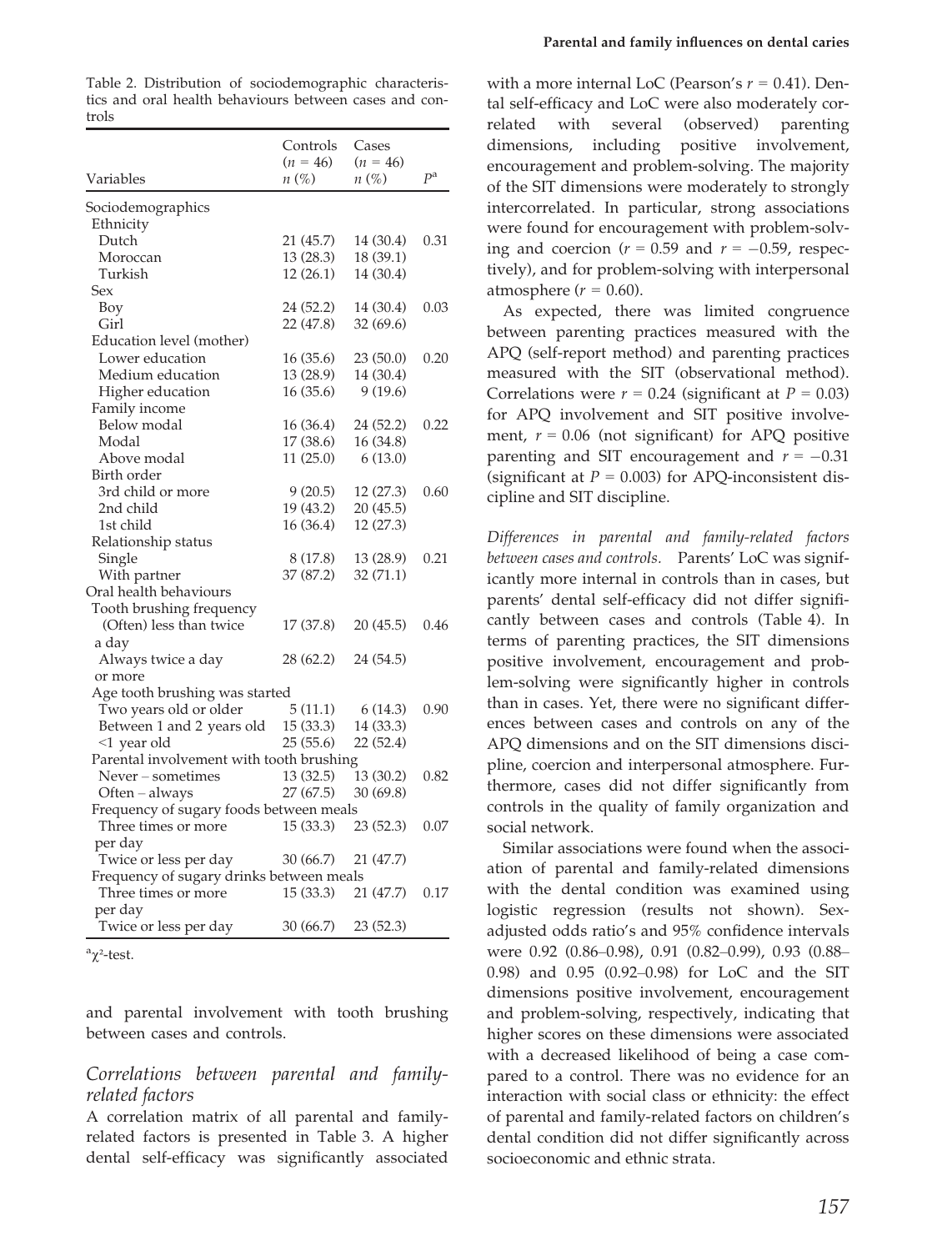Table 2. Distribution of sociodemographic characteristics and oral health behaviours between cases and controls

| Variables | Controls ($n$ = 46) $n$ (%) | Cases ($n$ = 46) $n$ (%) | $P$[a] |
|---|---|---|---|
| Sociodemographics | | | |
| Ethnicity | | | |
| Dutch | 21 (45.7) | 14 (30.4) | 0.31 |
| Moroccan | 13 (28.3) | 18 (39.1) | |
| Turkish | 12 (26.1) | 14 (30.4) | |
| Sex | | | |
| Boy | 24 (52.2) | 14 (30.4) | 0.03 |
| Girl | 22 (47.8) | 32 (69.6) | |
| Education level (mother) | | | |
| Lower education | 16 (35.6) | 23 (50.0) | 0.20 |
| Medium education | 13 (28.9) | 14 (30.4) | |
| Higher education | 16 (35.6) | 9 (19.6) | |
| Family income | | | |
| Below modal | 16 (36.4) | 24 (52.2) | 0.22 |
| Modal | 17 (38.6) | 16 (34.8) | |
| Above modal | 11 (25.0) | 6 (13.0) | |
| Birth order | | | |
| 3rd child or more | 9 (20.5) | 12 (27.3) | 0.60 |
| 2nd child | 19 (43.2) | 20 (45.5) | |
| 1st child | 16 (36.4) | 12 (27.3) | |
| Relationship status | | | |
| Single | 8 (17.8) | 13 (28.9) | 0.21 |
| With partner | 37 (87.2) | 32 (71.1) | |
| Oral health behaviours | | | |
| Tooth brushing frequency | | | |
| (Often) less than twice a day | 17 (37.8) | 20 (45.5) | 0.46 |
| Always twice a day or more | 28 (62.2) | 24 (54.5) | |
| Age tooth brushing was started | | | |
| Two years old or older | 5 (11.1) | 6 (14.3) | 0.90 |
| Between 1 and 2 years old | 15 (33.3) | 14 (33.3) | |
| <1 year old | 25 (55.6) | 22 (52.4) | |
| Parental involvement with tooth brushing | | | |
| Never – sometimes | 13 (32.5) | 13 (30.2) | 0.82 |
| Often – always | 27 (67.5) | 30 (69.8) | |
| Frequency of sugary foods between meals | | | |
| Three times or more per day | 15 (33.3) | 23 (52.3) | 0.07 |
| Twice or less per day | 30 (66.7) | 21 (47.7) | |
| Frequency of sugary drinks between meals | | | |
| Three times or more per day | 15 (33.3) | 21 (47.7) | 0.17 |
| Twice or less per day | 30 (66.7) | 23 (52.3) | |

[a] $\chi^2$-test.

and parental involvement with tooth brushing between cases and controls.

## Correlations between parental and family-related factors

A correlation matrix of all parental and family-related factors is presented in Table 3. A higher dental self-efficacy was significantly associated with a more internal LoC (Pearson's $r$ = 0.41). Dental self-efficacy and LoC were also moderately correlated with several (observed) parenting dimensions, including positive involvement, encouragement and problem-solving. The majority of the SIT dimensions were moderately to strongly intercorrelated. In particular, strong associations were found for encouragement with problem-solving and coercion ($r$ = 0.59 and $r$ = −0.59, respectively), and for problem-solving with interpersonal atmosphere ($r$ = 0.60).

As expected, there was limited congruence between parenting practices measured with the APQ (self-report method) and parenting practices measured with the SIT (observational method). Correlations were $r$ = 0.24 (significant at $P$ = 0.03) for APQ involvement and SIT positive involvement, $r$ = 0.06 (not significant) for APQ positive parenting and SIT encouragement and $r$ = −0.31 (significant at $P$ = 0.003) for APQ-inconsistent discipline and SIT discipline.

*Differences in parental and family-related factors between cases and controls.* Parents' LoC was significantly more internal in controls than in cases, but parents' dental self-efficacy did not differ significantly between cases and controls (Table 4). In terms of parenting practices, the SIT dimensions positive involvement, encouragement and problem-solving were significantly higher in controls than in cases. Yet, there were no significant differences between cases and controls on any of the APQ dimensions and on the SIT dimensions discipline, coercion and interpersonal atmosphere. Furthermore, cases did not differ significantly from controls in the quality of family organization and social network.

Similar associations were found when the association of parental and family-related dimensions with the dental condition was examined using logistic regression (results not shown). Sex-adjusted odds ratio's and 95% confidence intervals were 0.92 (0.86–0.98), 0.91 (0.82–0.99), 0.93 (0.88–0.98) and 0.95 (0.92–0.98) for LoC and the SIT dimensions positive involvement, encouragement and problem-solving, respectively, indicating that higher scores on these dimensions were associated with a decreased likelihood of being a case compared to a control. There was no evidence for an interaction with social class or ethnicity: the effect of parental and family-related factors on children's dental condition did not differ significantly across socioeconomic and ethnic strata.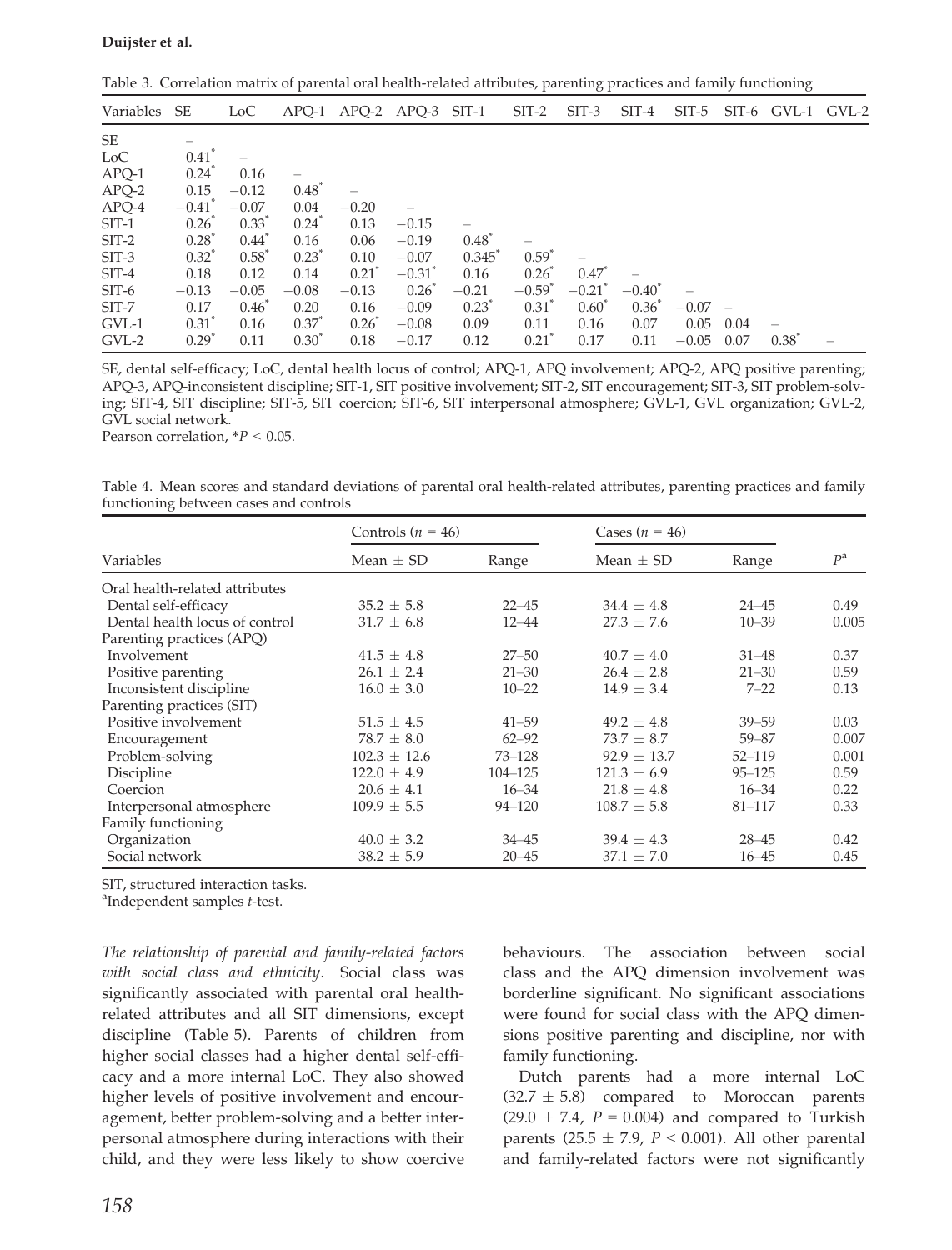Table 3. Correlation matrix of parental oral health-related attributes, parenting practices and family functioning

| Variables | SE | LoC | APQ-1 | APQ-2 | APQ-3 | SIT-1 | SIT-2 | SIT-3 | SIT-4 | SIT-5 | SIT-6 | GVL-1 | GVL-2 |
|---|---|---|---|---|---|---|---|---|---|---|---|---|---|
| SE | – | | | | | | | | | | | | |
| LoC | 0.41* | – | | | | | | | | | | | |
| APQ-1 | 0.24* | 0.16 | – | | | | | | | | | | |
| APQ-2 | 0.15 | −0.12 | 0.48* | – | | | | | | | | | |
| APQ-4 | −0.41* | −0.07 | 0.04 | −0.20 | – | | | | | | | | |
| SIT-1 | 0.26* | 0.33* | 0.24* | 0.13 | −0.15 | – | | | | | | | |
| SIT-2 | 0.28* | 0.44* | 0.16 | 0.06 | −0.19 | 0.48* | – | | | | | | |
| SIT-3 | 0.32* | 0.58* | 0.23* | 0.10 | −0.07 | 0.345* | 0.59* | – | | | | | |
| SIT-4 | 0.18 | 0.12 | 0.14 | 0.21* | −0.31* | 0.16 | 0.26* | 0.47* | – | | | | |
| SIT-6 | −0.13 | −0.05 | −0.08 | −0.13 | 0.26* | −0.21 | −0.59* | −0.21* | −0.40* | – | | | |
| SIT-7 | 0.17 | 0.46* | 0.20 | 0.16 | −0.09 | 0.23* | 0.31* | 0.60* | 0.36* | −0.07 | – | | |
| GVL-1 | 0.31* | 0.16 | 0.37* | 0.26* | −0.08 | 0.09 | 0.11 | 0.16 | 0.07 | 0.05 | 0.04 | – | |
| GVL-2 | 0.29* | 0.11 | 0.30* | 0.18 | −0.17 | 0.12 | 0.21* | 0.17 | 0.11 | −0.05 | 0.07 | 0.38* | – |

SE, dental self-efficacy; LoC, dental health locus of control; APQ-1, APQ involvement; APQ-2, APQ positive parenting; APQ-3, APQ-inconsistent discipline; SIT-1, SIT positive involvement; SIT-2, SIT encouragement; SIT-3, SIT problem-solving; SIT-4, SIT discipline; SIT-5, SIT coercion; SIT-6, SIT interpersonal atmosphere; GVL-1, GVL organization; GVL-2, GVL social network.
Pearson correlation, *$P < 0.05$.

Table 4. Mean scores and standard deviations of parental oral health-related attributes, parenting practices and family functioning between cases and controls

| | Controls ($n$ = 46) | | Cases ($n$ = 46) | | |
|---|---|---|---|---|---|
| Variables | Mean ± SD | Range | Mean ± SD | Range | $P$[a] |
| Oral health-related attributes | | | | | |
| Dental self-efficacy | 35.2 ± 5.8 | 22–45 | 34.4 ± 4.8 | 24–45 | 0.49 |
| Dental health locus of control | 31.7 ± 6.8 | 12–44 | 27.3 ± 7.6 | 10–39 | 0.005 |
| Parenting practices (APQ) | | | | | |
| Involvement | 41.5 ± 4.8 | 27–50 | 40.7 ± 4.0 | 31–48 | 0.37 |
| Positive parenting | 26.1 ± 2.4 | 21–30 | 26.4 ± 2.8 | 21–30 | 0.59 |
| Inconsistent discipline | 16.0 ± 3.0 | 10–22 | 14.9 ± 3.4 | 7–22 | 0.13 |
| Parenting practices (SIT) | | | | | |
| Positive involvement | 51.5 ± 4.5 | 41–59 | 49.2 ± 4.8 | 39–59 | 0.03 |
| Encouragement | 78.7 ± 8.0 | 62–92 | 73.7 ± 8.7 | 59–87 | 0.007 |
| Problem-solving | 102.3 ± 12.6 | 73–128 | 92.9 ± 13.7 | 52–119 | 0.001 |
| Discipline | 122.0 ± 4.9 | 104–125 | 121.3 ± 6.9 | 95–125 | 0.59 |
| Coercion | 20.6 ± 4.1 | 16–34 | 21.8 ± 4.8 | 16–34 | 0.22 |
| Interpersonal atmosphere | 109.9 ± 5.5 | 94–120 | 108.7 ± 5.8 | 81–117 | 0.33 |
| Family functioning | | | | | |
| Organization | 40.0 ± 3.2 | 34–45 | 39.4 ± 4.3 | 28–45 | 0.42 |
| Social network | 38.2 ± 5.9 | 20–45 | 37.1 ± 7.0 | 16–45 | 0.45 |

SIT, structured interaction tasks.
[a]Independent samples $t$-test.

*The relationship of parental and family-related factors with social class and ethnicity.* Social class was significantly associated with parental oral health-related attributes and all SIT dimensions, except discipline (Table 5). Parents of children from higher social classes had a higher dental self-efficacy and a more internal LoC. They also showed higher levels of positive involvement and encouragement, better problem-solving and a better interpersonal atmosphere during interactions with their child, and they were less likely to show coercive behaviours. The association between social class and the APQ dimension involvement was borderline significant. No significant associations were found for social class with the APQ dimensions positive parenting and discipline, nor with family functioning.

Dutch parents had a more internal LoC (32.7 ± 5.8) compared to Moroccan parents (29.0 ± 7.4, $P = 0.004$) and compared to Turkish parents (25.5 ± 7.9, $P < 0.001$). All other parental and family-related factors were not significantly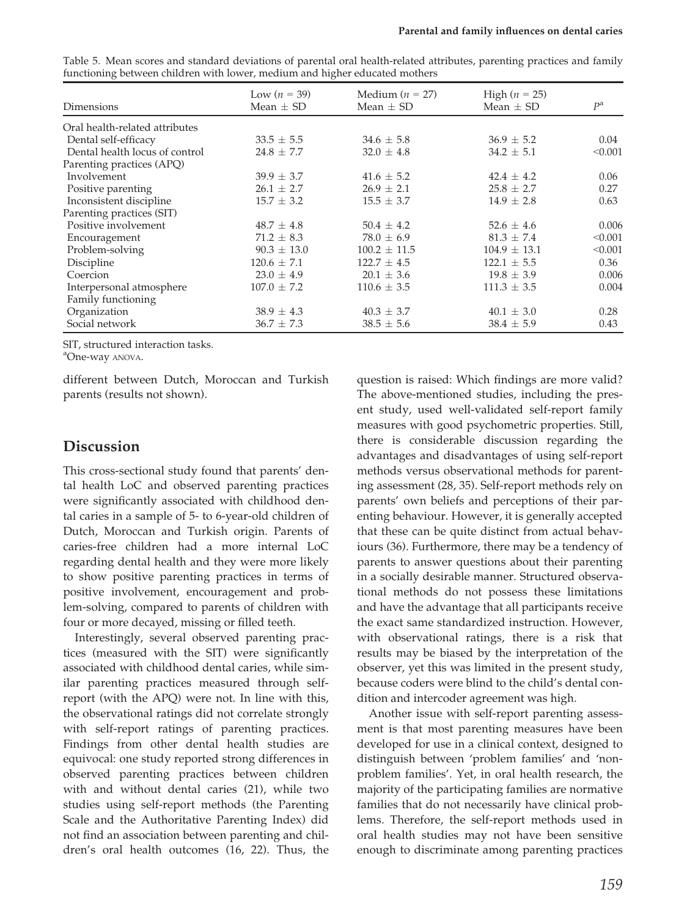Table 5. Mean scores and standard deviations of parental oral health-related attributes, parenting practices and family functioning between children with lower, medium and higher educated mothers

| Dimensions | Low ($n$ = 39) Mean ± SD | Medium ($n$ = 27) Mean ± SD | High ($n$ = 25) Mean ± SD | $P$[a] |
|---|---|---|---|---|
| Oral health-related attributes | | | | |
| Dental self-efficacy | 33.5 ± 5.5 | 34.6 ± 5.8 | 36.9 ± 5.2 | 0.04 |
| Dental health locus of control | 24.8 ± 7.7 | 32.0 ± 4.8 | 34.2 ± 5.1 | <0.001 |
| Parenting practices (APQ) | | | | |
| Involvement | 39.9 ± 3.7 | 41.6 ± 5.2 | 42.4 ± 4.2 | 0.06 |
| Positive parenting | 26.1 ± 2.7 | 26.9 ± 2.1 | 25.8 ± 2.7 | 0.27 |
| Inconsistent discipline | 15.7 ± 3.2 | 15.5 ± 3.7 | 14.9 ± 2.8 | 0.63 |
| Parenting practices (SIT) | | | | |
| Positive involvement | 48.7 ± 4.8 | 50.4 ± 4.2 | 52.6 ± 4.6 | 0.006 |
| Encouragement | 71.2 ± 8.3 | 78.0 ± 6.9 | 81.3 ± 7.4 | <0.001 |
| Problem-solving | 90.3 ± 13.0 | 100.2 ± 11.5 | 104.9 ± 13.1 | <0.001 |
| Discipline | 120.6 ± 7.1 | 122.7 ± 4.5 | 122.1 ± 5.5 | 0.36 |
| Coercion | 23.0 ± 4.9 | 20.1 ± 3.6 | 19.8 ± 3.9 | 0.006 |
| Interpersonal atmosphere | 107.0 ± 7.2 | 110.6 ± 3.5 | 111.3 ± 3.5 | 0.004 |
| Family functioning | | | | |
| Organization | 38.9 ± 4.3 | 40.3 ± 3.7 | 40.1 ± 3.0 | 0.28 |
| Social network | 36.7 ± 7.3 | 38.5 ± 5.6 | 38.4 ± 5.9 | 0.43 |

SIT, structured interaction tasks.

[a]One-way ANOVA.

different between Dutch, Moroccan and Turkish parents (results not shown).

## Discussion

This cross-sectional study found that parents' dental health LoC and observed parenting practices were significantly associated with childhood dental caries in a sample of 5- to 6-year-old children of Dutch, Moroccan and Turkish origin. Parents of caries-free children had a more internal LoC regarding dental health and they were more likely to show positive parenting practices in terms of positive involvement, encouragement and problem-solving, compared to parents of children with four or more decayed, missing or filled teeth.

Interestingly, several observed parenting practices (measured with the SIT) were significantly associated with childhood dental caries, while similar parenting practices measured through self-report (with the APQ) were not. In line with this, the observational ratings did not correlate strongly with self-report ratings of parenting practices. Findings from other dental health studies are equivocal: one study reported strong differences in observed parenting practices between children with and without dental caries (21), while two studies using self-report methods (the Parenting Scale and the Authoritative Parenting Index) did not find an association between parenting and children's oral health outcomes (16, 22). Thus, the question is raised: Which findings are more valid? The above-mentioned studies, including the present study, used well-validated self-report family measures with good psychometric properties. Still, there is considerable discussion regarding the advantages and disadvantages of using self-report methods versus observational methods for parenting assessment (28, 35). Self-report methods rely on parents' own beliefs and perceptions of their parenting behaviour. However, it is generally accepted that these can be quite distinct from actual behaviours (36). Furthermore, there may be a tendency of parents to answer questions about their parenting in a socially desirable manner. Structured observational methods do not possess these limitations and have the advantage that all participants receive the exact same standardized instruction. However, with observational ratings, there is a risk that results may be biased by the interpretation of the observer, yet this was limited in the present study, because coders were blind to the child's dental condition and intercoder agreement was high.

Another issue with self-report parenting assessment is that most parenting measures have been developed for use in a clinical context, designed to distinguish between 'problem families' and 'nonproblem families'. Yet, in oral health research, the majority of the participating families are normative families that do not necessarily have clinical problems. Therefore, the self-report methods used in oral health studies may not have been sensitive enough to discriminate among parenting practices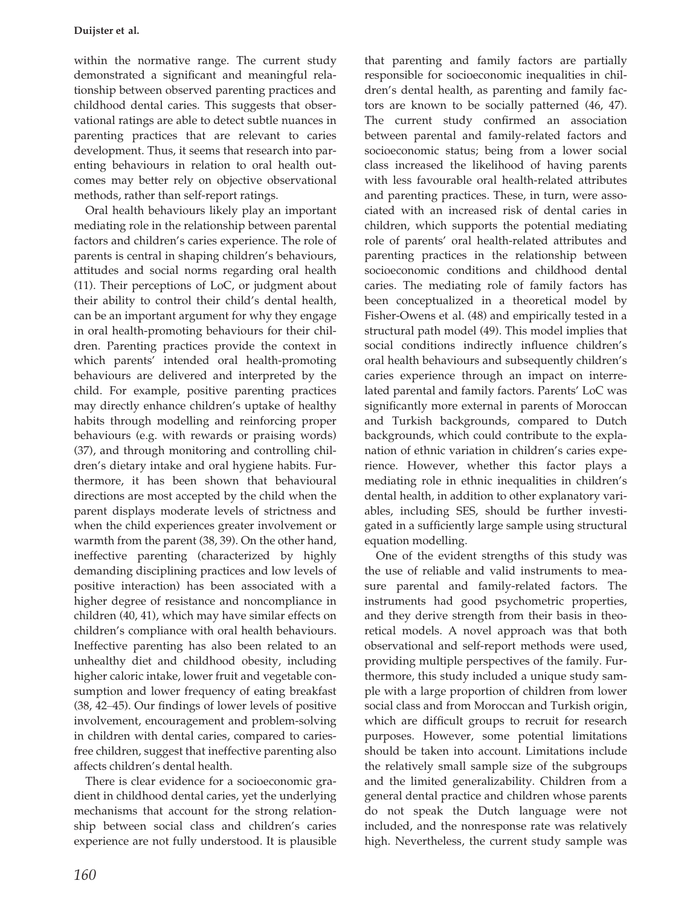within the normative range. The current study demonstrated a significant and meaningful relationship between observed parenting practices and childhood dental caries. This suggests that observational ratings are able to detect subtle nuances in parenting practices that are relevant to caries development. Thus, it seems that research into parenting behaviours in relation to oral health outcomes may better rely on objective observational methods, rather than self-report ratings.

Oral health behaviours likely play an important mediating role in the relationship between parental factors and children's caries experience. The role of parents is central in shaping children's behaviours, attitudes and social norms regarding oral health (11). Their perceptions of LoC, or judgment about their ability to control their child's dental health, can be an important argument for why they engage in oral health-promoting behaviours for their children. Parenting practices provide the context in which parents' intended oral health-promoting behaviours are delivered and interpreted by the child. For example, positive parenting practices may directly enhance children's uptake of healthy habits through modelling and reinforcing proper behaviours (e.g. with rewards or praising words) (37), and through monitoring and controlling children's dietary intake and oral hygiene habits. Furthermore, it has been shown that behavioural directions are most accepted by the child when the parent displays moderate levels of strictness and when the child experiences greater involvement or warmth from the parent (38, 39). On the other hand, ineffective parenting (characterized by highly demanding disciplining practices and low levels of positive interaction) has been associated with a higher degree of resistance and noncompliance in children (40, 41), which may have similar effects on children's compliance with oral health behaviours. Ineffective parenting has also been related to an unhealthy diet and childhood obesity, including higher caloric intake, lower fruit and vegetable consumption and lower frequency of eating breakfast (38, 42–45). Our findings of lower levels of positive involvement, encouragement and problem-solving in children with dental caries, compared to caries-free children, suggest that ineffective parenting also affects children's dental health.

There is clear evidence for a socioeconomic gradient in childhood dental caries, yet the underlying mechanisms that account for the strong relationship between social class and children's caries experience are not fully understood. It is plausible that parenting and family factors are partially responsible for socioeconomic inequalities in children's dental health, as parenting and family factors are known to be socially patterned (46, 47). The current study confirmed an association between parental and family-related factors and socioeconomic status; being from a lower social class increased the likelihood of having parents with less favourable oral health-related attributes and parenting practices. These, in turn, were associated with an increased risk of dental caries in children, which supports the potential mediating role of parents' oral health-related attributes and parenting practices in the relationship between socioeconomic conditions and childhood dental caries. The mediating role of family factors has been conceptualized in a theoretical model by Fisher-Owens et al. (48) and empirically tested in a structural path model (49). This model implies that social conditions indirectly influence children's oral health behaviours and subsequently children's caries experience through an impact on interrelated parental and family factors. Parents' LoC was significantly more external in parents of Moroccan and Turkish backgrounds, compared to Dutch backgrounds, which could contribute to the explanation of ethnic variation in children's caries experience. However, whether this factor plays a mediating role in ethnic inequalities in children's dental health, in addition to other explanatory variables, including SES, should be further investigated in a sufficiently large sample using structural equation modelling.

One of the evident strengths of this study was the use of reliable and valid instruments to measure parental and family-related factors. The instruments had good psychometric properties, and they derive strength from their basis in theoretical models. A novel approach was that both observational and self-report methods were used, providing multiple perspectives of the family. Furthermore, this study included a unique study sample with a large proportion of children from lower social class and from Moroccan and Turkish origin, which are difficult groups to recruit for research purposes. However, some potential limitations should be taken into account. Limitations include the relatively small sample size of the subgroups and the limited generalizability. Children from a general dental practice and children whose parents do not speak the Dutch language were not included, and the nonresponse rate was relatively high. Nevertheless, the current study sample was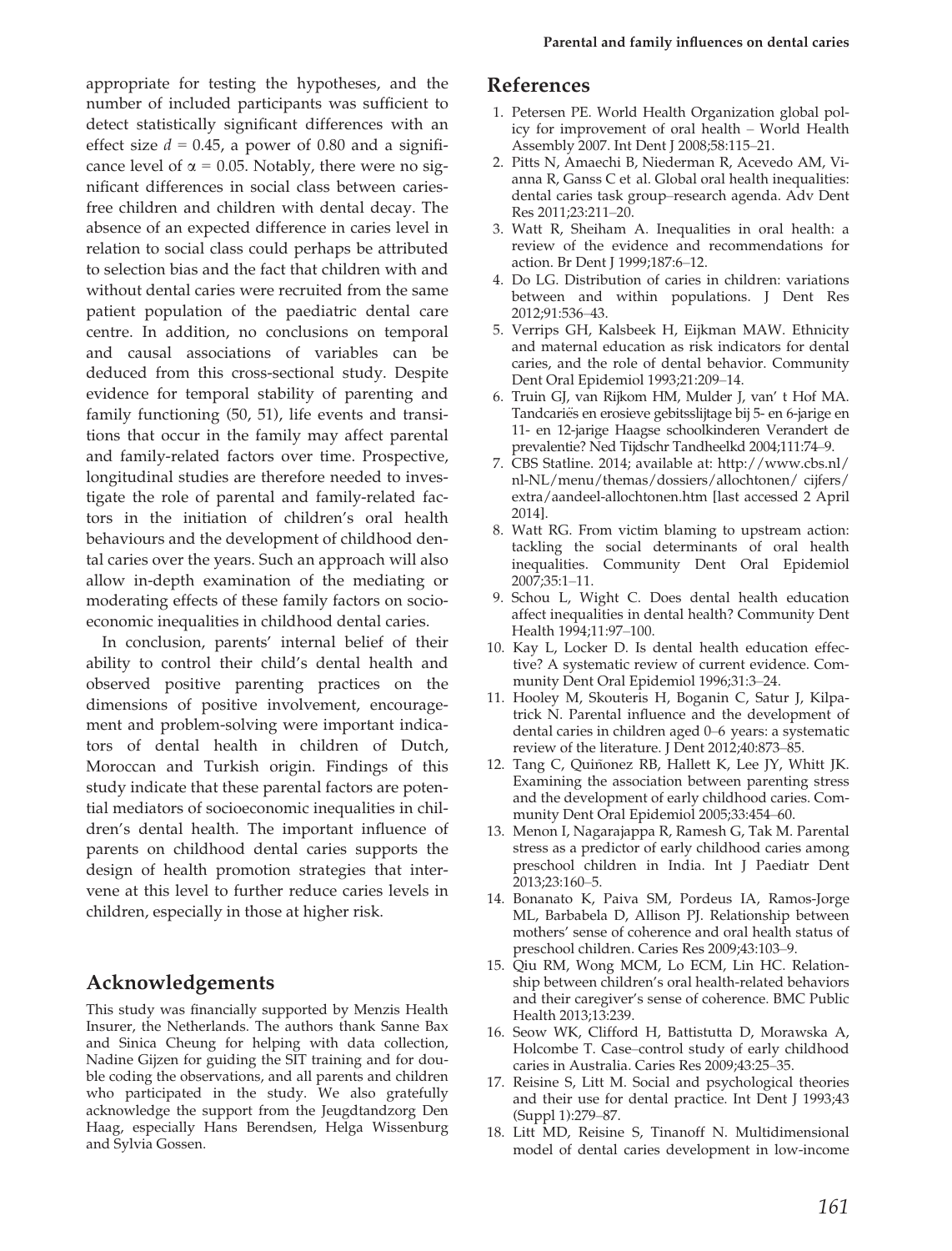appropriate for testing the hypotheses, and the number of included participants was sufficient to detect statistically significant differences with an effect size $d = 0.45$, a power of 0.80 and a significance level of $\alpha = 0.05$. Notably, there were no significant differences in social class between caries-free children and children with dental decay. The absence of an expected difference in caries level in relation to social class could perhaps be attributed to selection bias and the fact that children with and without dental caries were recruited from the same patient population of the paediatric dental care centre. In addition, no conclusions on temporal and causal associations of variables can be deduced from this cross-sectional study. Despite evidence for temporal stability of parenting and family functioning (50, 51), life events and transitions that occur in the family may affect parental and family-related factors over time. Prospective, longitudinal studies are therefore needed to investigate the role of parental and family-related factors in the initiation of children's oral health behaviours and the development of childhood dental caries over the years. Such an approach will also allow in-depth examination of the mediating or moderating effects of these family factors on socioeconomic inequalities in childhood dental caries.

In conclusion, parents' internal belief of their ability to control their child's dental health and observed positive parenting practices on the dimensions of positive involvement, encouragement and problem-solving were important indicators of dental health in children of Dutch, Moroccan and Turkish origin. Findings of this study indicate that these parental factors are potential mediators of socioeconomic inequalities in children's dental health. The important influence of parents on childhood dental caries supports the design of health promotion strategies that intervene at this level to further reduce caries levels in children, especially in those at higher risk.

## Acknowledgements

This study was financially supported by Menzis Health Insurer, the Netherlands. The authors thank Sanne Bax and Sinica Cheung for helping with data collection, Nadine Gijzen for guiding the SIT training and for double coding the observations, and all parents and children who participated in the study. We also gratefully acknowledge the support from the Jeugdtandzorg Den Haag, especially Hans Berendsen, Helga Wissenburg and Sylvia Gossen.

## References

1. Petersen PE. World Health Organization global policy for improvement of oral health – World Health Assembly 2007. Int Dent J 2008;58:115–21.
2. Pitts N, Amaechi B, Niederman R, Acevedo AM, Vianna R, Ganss C et al. Global oral health inequalities: dental caries task group–research agenda. Adv Dent Res 2011;23:211–20.
3. Watt R, Sheiham A. Inequalities in oral health: a review of the evidence and recommendations for action. Br Dent J 1999;187:6–12.
4. Do LG. Distribution of caries in children: variations between and within populations. J Dent Res 2012;91:536–43.
5. Verrips GH, Kalsbeek H, Eijkman MAW. Ethnicity and maternal education as risk indicators for dental caries, and the role of dental behavior. Community Dent Oral Epidemiol 1993;21:209–14.
6. Truin GJ, van Rijkom HM, Mulder J, van' t Hof MA. Tandcariës en erosieve gebitsslijtage bij 5- en 6-jarige en 11- en 12-jarige Haagse schoolkinderen Verandert de prevalentie? Ned Tijdschr Tandheelkd 2004;111:74–9.
7. CBS Statline. 2014; available at: http://www.cbs.nl/nl-NL/menu/themas/dossiers/allochtonen/ cijfers/extra/aandeel-allochtonen.htm [last accessed 2 April 2014].
8. Watt RG. From victim blaming to upstream action: tackling the social determinants of oral health inequalities. Community Dent Oral Epidemiol 2007;35:1–11.
9. Schou L, Wight C. Does dental health education affect inequalities in dental health? Community Dent Health 1994;11:97–100.
10. Kay L, Locker D. Is dental health education effective? A systematic review of current evidence. Community Dent Oral Epidemiol 1996;31:3–24.
11. Hooley M, Skouteris H, Boganin C, Satur J, Kilpatrick N. Parental influence and the development of dental caries in children aged 0–6 years: a systematic review of the literature. J Dent 2012;40:873–85.
12. Tang C, Quiñonez RB, Hallett K, Lee JY, Whitt JK. Examining the association between parenting stress and the development of early childhood caries. Community Dent Oral Epidemiol 2005;33:454–60.
13. Menon I, Nagarajappa R, Ramesh G, Tak M. Parental stress as a predictor of early childhood caries among preschool children in India. Int J Paediatr Dent 2013;23:160–5.
14. Bonanato K, Paiva SM, Pordeus IA, Ramos-Jorge ML, Barbabela D, Allison PJ. Relationship between mothers' sense of coherence and oral health status of preschool children. Caries Res 2009;43:103–9.
15. Qiu RM, Wong MCM, Lo ECM, Lin HC. Relationship between children's oral health-related behaviors and their caregiver's sense of coherence. BMC Public Health 2013;13:239.
16. Seow WK, Clifford H, Battistutta D, Morawska A, Holcombe T. Case–control study of early childhood caries in Australia. Caries Res 2009;43:25–35.
17. Reisine S, Litt M. Social and psychological theories and their use for dental practice. Int Dent J 1993;43 (Suppl 1):279–87.
18. Litt MD, Reisine S, Tinanoff N. Multidimensional model of dental caries development in low-income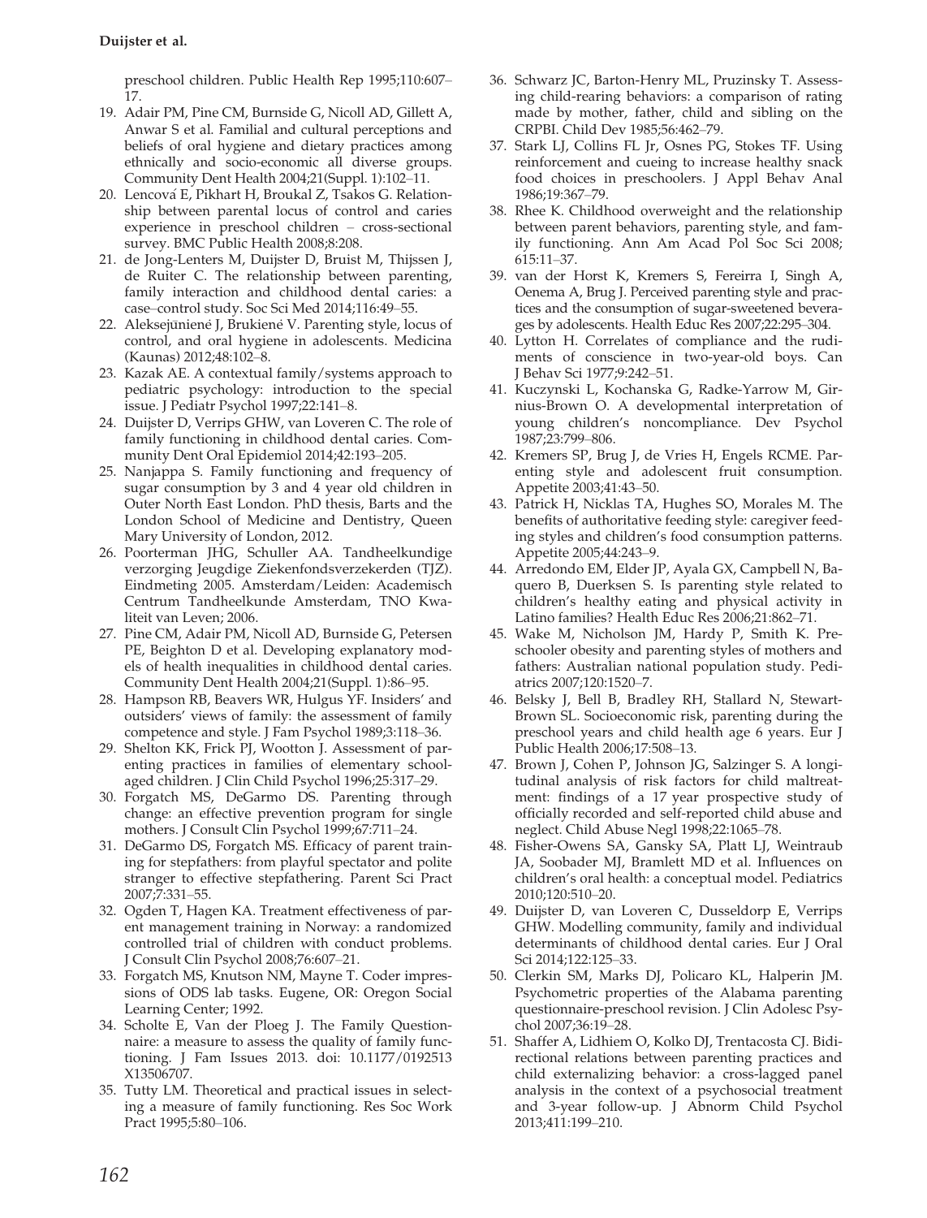preschool children. Public Health Rep 1995;110:607–17.

19. Adair PM, Pine CM, Burnside G, Nicoll AD, Gillett A, Anwar S et al. Familial and cultural perceptions and beliefs of oral hygiene and dietary practices among ethnically and socio-economic all diverse groups. Community Dent Health 2004;21(Suppl. 1):102–11.
20. Lencová E, Pikhart H, Broukal Z, Tsakos G. Relationship between parental locus of control and caries experience in preschool children – cross-sectional survey. BMC Public Health 2008;8:208.
21. de Jong-Lenters M, Duijster D, Bruist M, Thijssen J, de Ruiter C. The relationship between parenting, family interaction and childhood dental caries: a case–control study. Soc Sci Med 2014;116:49–55.
22. Aleksejūnienė J, Brukienė V. Parenting style, locus of control, and oral hygiene in adolescents. Medicina (Kaunas) 2012;48:102–8.
23. Kazak AE. A contextual family/systems approach to pediatric psychology: introduction to the special issue. J Pediatr Psychol 1997;22:141–8.
24. Duijster D, Verrips GHW, van Loveren C. The role of family functioning in childhood dental caries. Community Dent Oral Epidemiol 2014;42:193–205.
25. Nanjappa S. Family functioning and frequency of sugar consumption by 3 and 4 year old children in Outer North East London. PhD thesis, Barts and the London School of Medicine and Dentistry, Queen Mary University of London, 2012.
26. Poorterman JHG, Schuller AA. Tandheelkundige verzorging Jeugdige Ziekenfondsverzekerden (TJZ). Eindmeting 2005. Amsterdam/Leiden: Academisch Centrum Tandheelkunde Amsterdam, TNO Kwaliteit van Leven; 2006.
27. Pine CM, Adair PM, Nicoll AD, Burnside G, Petersen PE, Beighton D et al. Developing explanatory models of health inequalities in childhood dental caries. Community Dent Health 2004;21(Suppl. 1):86–95.
28. Hampson RB, Beavers WR, Hulgus YF. Insiders' and outsiders' views of family: the assessment of family competence and style. J Fam Psychol 1989;3:118–36.
29. Shelton KK, Frick PJ, Wootton J. Assessment of parenting practices in families of elementary school-aged children. J Clin Child Psychol 1996;25:317–29.
30. Forgatch MS, DeGarmo DS. Parenting through change: an effective prevention program for single mothers. J Consult Clin Psychol 1999;67:711–24.
31. DeGarmo DS, Forgatch MS. Efficacy of parent training for stepfathers: from playful spectator and polite stranger to effective stepfathering. Parent Sci Pract 2007;7:331–55.
32. Ogden T, Hagen KA. Treatment effectiveness of parent management training in Norway: a randomized controlled trial of children with conduct problems. J Consult Clin Psychol 2008;76:607–21.
33. Forgatch MS, Knutson NM, Mayne T. Coder impressions of ODS lab tasks. Eugene, OR: Oregon Social Learning Center; 1992.
34. Scholte E, Van der Ploeg J. The Family Questionnaire: a measure to assess the quality of family functioning. J Fam Issues 2013. doi: 10.1177/0192513X13506707.
35. Tutty LM. Theoretical and practical issues in selecting a measure of family functioning. Res Soc Work Pract 1995;5:80–106.
36. Schwarz JC, Barton-Henry ML, Pruzinsky T. Assessing child-rearing behaviors: a comparison of rating made by mother, father, child and sibling on the CRPBI. Child Dev 1985;56:462–79.
37. Stark LJ, Collins FL Jr, Osnes PG, Stokes TF. Using reinforcement and cueing to increase healthy snack food choices in preschoolers. J Appl Behav Anal 1986;19:367–79.
38. Rhee K. Childhood overweight and the relationship between parent behaviors, parenting style, and family functioning. Ann Am Acad Pol Soc Sci 2008; 615:11–37.
39. van der Horst K, Kremers S, Fereirra I, Singh A, Oenema A, Brug J. Perceived parenting style and practices and the consumption of sugar-sweetened beverages by adolescents. Health Educ Res 2007;22:295–304.
40. Lytton H. Correlates of compliance and the rudiments of conscience in two-year-old boys. Can J Behav Sci 1977;9:242–51.
41. Kuczynski L, Kochanska G, Radke-Yarrow M, Girnius-Brown O. A developmental interpretation of young children's noncompliance. Dev Psychol 1987;23:799–806.
42. Kremers SP, Brug J, de Vries H, Engels RCME. Parenting style and adolescent fruit consumption. Appetite 2003;41:43–50.
43. Patrick H, Nicklas TA, Hughes SO, Morales M. The benefits of authoritative feeding style: caregiver feeding styles and children's food consumption patterns. Appetite 2005;44:243–9.
44. Arredondo EM, Elder JP, Ayala GX, Campbell N, Baquero B, Duerksen S. Is parenting style related to children's healthy eating and physical activity in Latino families? Health Educ Res 2006;21:862–71.
45. Wake M, Nicholson JM, Hardy P, Smith K. Preschooler obesity and parenting styles of mothers and fathers: Australian national population study. Pediatrics 2007;120:1520–7.
46. Belsky J, Bell B, Bradley RH, Stallard N, Stewart-Brown SL. Socioeconomic risk, parenting during the preschool years and child health age 6 years. Eur J Public Health 2006;17:508–13.
47. Brown J, Cohen P, Johnson JG, Salzinger S. A longitudinal analysis of risk factors for child maltreatment: findings of a 17 year prospective study of officially recorded and self-reported child abuse and neglect. Child Abuse Negl 1998;22:1065–78.
48. Fisher-Owens SA, Gansky SA, Platt LJ, Weintraub JA, Soobader MJ, Bramlett MD et al. Influences on children's oral health: a conceptual model. Pediatrics 2010;120:510–20.
49. Duijster D, van Loveren C, Dusseldorp E, Verrips GHW. Modelling community, family and individual determinants of childhood dental caries. Eur J Oral Sci 2014;122:125–33.
50. Clerkin SM, Marks DJ, Policaro KL, Halperin JM. Psychometric properties of the Alabama parenting questionnaire-preschool revision. J Clin Adolesc Psychol 2007;36:19–28.
51. Shaffer A, Lidhiem O, Kolko DJ, Trentacosta CJ. Bidirectional relations between parenting practices and child externalizing behavior: a cross-lagged panel analysis in the context of a psychosocial treatment and 3-year follow-up. J Abnorm Child Psychol 2013;411:199–210.